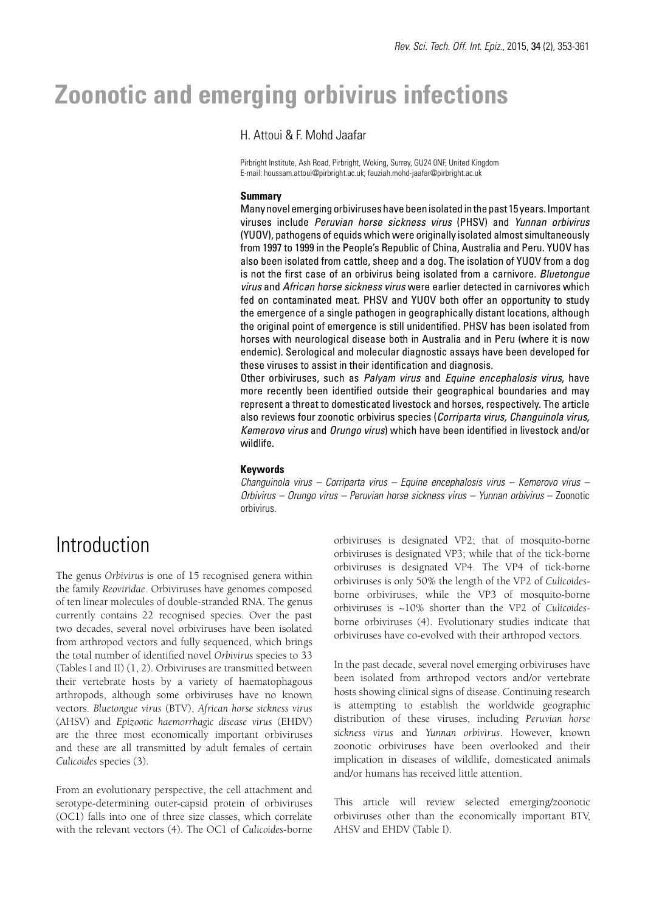# Zoonotic and emerging orbivirus infections

H. Attoui & F. Mohd Jaafar

Pirbright Institute, Ash Road, Pirbright, Woking, Surrey, GU24 0NF, United Kingdom
E-mail: houssam.attoui@pirbright.ac.uk; fauziah.mohd-jaafar@pirbright.ac.uk

### Summary

Many novel emerging orbiviruses have been isolated in the past 15 years. Important viruses include *Peruvian horse sickness virus* (PHSV) and *Yunnan orbivirus* (YUOV), pathogens of equids which were originally isolated almost simultaneously from 1997 to 1999 in the People's Republic of China, Australia and Peru. YUOV has also been isolated from cattle, sheep and a dog. The isolation of YUOV from a dog is not the first case of an orbivirus being isolated from a carnivore. *Bluetongue virus* and *African horse sickness virus* were earlier detected in carnivores which fed on contaminated meat. PHSV and YUOV both offer an opportunity to study the emergence of a single pathogen in geographically distant locations, although the original point of emergence is still unidentified. PHSV has been isolated from horses with neurological disease both in Australia and in Peru (where it is now endemic). Serological and molecular diagnostic assays have been developed for these viruses to assist in their identification and diagnosis.

Other orbiviruses, such as *Palyam virus* and *Equine encephalosis virus*, have more recently been identified outside their geographical boundaries and may represent a threat to domesticated livestock and horses, respectively. The article also reviews four zoonotic orbivirus species (*Corriparta virus, Changuinola virus, Kemerovo virus* and *Orungo virus*) which have been identified in livestock and/or wildlife.

### Keywords

*Changuinola virus* – *Corriparta virus* – *Equine encephalosis virus* – *Kemerovo virus* – *Orbivirus* – *Orungo virus* – *Peruvian horse sickness virus* – *Yunnan orbivirus* – Zoonotic orbivirus.

## Introduction

The genus *Orbivirus* is one of 15 recognised genera within the family *Reoviridae*. Orbiviruses have genomes composed of ten linear molecules of double-stranded RNA. The genus currently contains 22 recognised species. Over the past two decades, several novel orbiviruses have been isolated from arthropod vectors and fully sequenced, which brings the total number of identified novel *Orbivirus* species to 33 (Tables I and II) (1, 2). Orbiviruses are transmitted between their vertebrate hosts by a variety of haematophagous arthropods, although some orbiviruses have no known vectors. *Bluetongue virus* (BTV), *African horse sickness virus* (AHSV) and *Epizootic haemorrhagic disease virus* (EHDV) are the three most economically important orbiviruses and these are all transmitted by adult females of certain *Culicoides* species (3).

From an evolutionary perspective, the cell attachment and serotype-determining outer-capsid protein of orbiviruses (OC1) falls into one of three size classes, which correlate with the relevant vectors (4). The OC1 of *Culicoides*-borne orbiviruses is designated VP2; that of mosquito-borne orbiviruses is designated VP3; while that of the tick-borne orbiviruses is designated VP4. The VP4 of tick-borne orbiviruses is only 50% the length of the VP2 of *Culicoides*-borne orbiviruses, while the VP3 of mosquito-borne orbiviruses is ~10% shorter than the VP2 of *Culicoides*-borne orbiviruses (4). Evolutionary studies indicate that orbiviruses have co-evolved with their arthropod vectors.

In the past decade, several novel emerging orbiviruses have been isolated from arthropod vectors and/or vertebrate hosts showing clinical signs of disease. Continuing research is attempting to establish the worldwide geographic distribution of these viruses, including *Peruvian horse sickness virus* and *Yunnan orbivirus*. However, known zoonotic orbiviruses have been overlooked and their implication in diseases of wildlife, domesticated animals and/or humans has received little attention.

This article will review selected emerging/zoonotic orbiviruses other than the economically important BTV, AHSV and EHDV (Table I).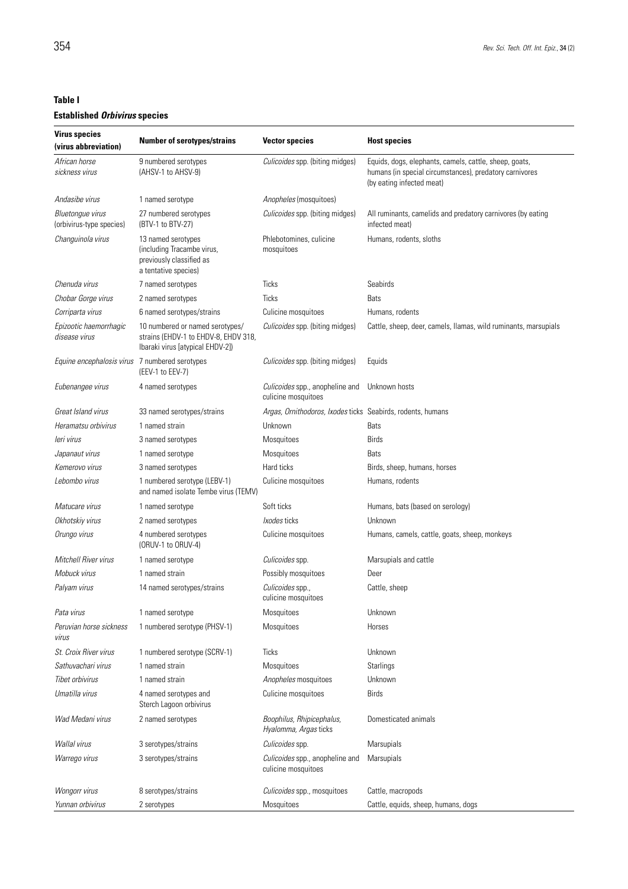**Table I**

**Established *Orbivirus* species**

| Virus species (virus abbreviation) | Number of serotypes/strains | Vector species | Host species |
|---|---|---|---|
| *African horse sickness virus* | 9 numbered serotypes (AHSV-1 to AHSV-9) | *Culicoides* spp. (biting midges) | Equids, dogs, elephants, camels, cattle, sheep, goats, humans (in special circumstances), predatory carnivores (by eating infected meat) |
| *Andasibe virus* | 1 named serotype | *Anopheles* (mosquitoes) | |
| *Bluetongue virus* (orbivirus-type species) | 27 numbered serotypes (BTV-1 to BTV-27) | *Culicoides* spp. (biting midges) | All ruminants, camelids and predatory carnivores (by eating infected meat) |
| *Changuinola virus* | 13 named serotypes (including Tracambe virus, previously classified as a tentative species) | Phlebotomines, culicine mosquitoes | Humans, rodents, sloths |
| *Chenuda virus* | 7 named serotypes | Ticks | Seabirds |
| *Chobar Gorge virus* | 2 named serotypes | Ticks | Bats |
| *Corriparta virus* | 6 named serotypes/strains | Culicine mosquitoes | Humans, rodents |
| *Epizootic haemorrhagic disease virus* | 10 numbered or named serotypes/ strains (EHDV-1 to EHDV-8, EHDV 318, Ibaraki virus [atypical EHDV-2]) | *Culicoides* spp. (biting midges) | Cattle, sheep, deer, camels, llamas, wild ruminants, marsupials |
| *Equine encephalosis virus* | 7 numbered serotypes (EEV-1 to EEV-7) | *Culicoides* spp. (biting midges) | Equids |
| *Eubenangee virus* | 4 named serotypes | *Culicoides* spp., anopheline and culicine mosquitoes | Unknown hosts |
| *Great Island virus* | 33 named serotypes/strains | *Argas, Ornithodoros, Ixodes* ticks | Seabirds, rodents, humans |
| *Heramatsu orbivirus* | 1 named strain | Unknown | Bats |
| *Ieri virus* | 3 named serotypes | Mosquitoes | Birds |
| *Japanaut virus* | 1 named serotype | Mosquitoes | Bats |
| *Kemerovo virus* | 3 named serotypes | Hard ticks | Birds, sheep, humans, horses |
| *Lebombo virus* | 1 numbered serotype (LEBV-1) and named isolate Tembe virus (TEMV) | Culicine mosquitoes | Humans, rodents |
| *Matucare virus* | 1 named serotype | Soft ticks | Humans, bats (based on serology) |
| *Okhotskiy virus* | 2 named serotypes | *Ixodes* ticks | Unknown |
| *Orungo virus* | 4 numbered serotypes (ORUV-1 to ORUV-4) | Culicine mosquitoes | Humans, camels, cattle, goats, sheep, monkeys |
| *Mitchell River virus* | 1 named serotype | *Culicoides* spp. | Marsupials and cattle |
| *Mobuck virus* | 1 named strain | Possibly mosquitoes | Deer |
| *Palyam virus* | 14 named serotypes/strains | *Culicoides* spp., culicine mosquitoes | Cattle, sheep |
| *Pata virus* | 1 named serotype | Mosquitoes | Unknown |
| *Peruvian horse sickness virus* | 1 numbered serotype (PHSV-1) | Mosquitoes | Horses |
| *St. Croix River virus* | 1 numbered serotype (SCRV-1) | Ticks | Unknown |
| *Sathuvachari virus* | 1 named strain | Mosquitoes | Starlings |
| *Tibet orbivirus* | 1 named strain | *Anopheles* mosquitoes | Unknown |
| *Umatilla virus* | 4 named serotypes and Sterch Lagoon orbivirus | Culicine mosquitoes | Birds |
| *Wad Medani virus* | 2 named serotypes | *Boophilus, Rhipicephalus, Hyalomma, Argas* ticks | Domesticated animals |
| *Wallal virus* | 3 serotypes/strains | *Culicoides* spp. | Marsupials |
| *Warrego virus* | 3 serotypes/strains | *Culicoides* spp., anopheline and culicine mosquitoes | Marsupials |
| *Wongorr virus* | 8 serotypes/strains | *Culicoides* spp., mosquitoes | Cattle, macropods |
| *Yunnan orbivirus* | 2 serotypes | Mosquitoes | Cattle, equids, sheep, humans, dogs |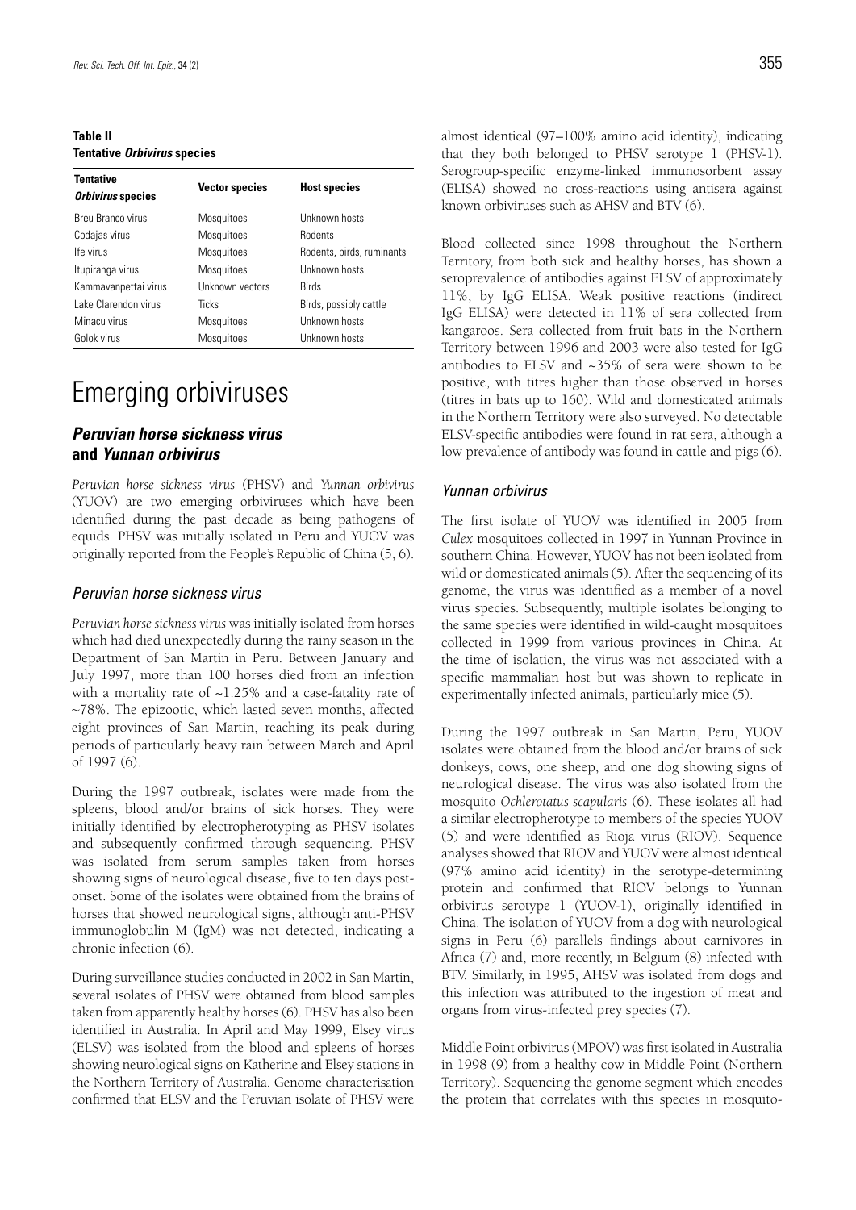**Table II**
**Tentative *Orbivirus* species**

| Tentative *Orbivirus* species | Vector species | Host species |
|---|---|---|
| Breu Branco virus | Mosquitoes | Unknown hosts |
| Codajas virus | Mosquitoes | Rodents |
| Ife virus | Mosquitoes | Rodents, birds, ruminants |
| Itupiranga virus | Mosquitoes | Unknown hosts |
| Kammavanpettai virus | Unknown vectors | Birds |
| Lake Clarendon virus | Ticks | Birds, possibly cattle |
| Minacu virus | Mosquitoes | Unknown hosts |
| Golok virus | Mosquitoes | Unknown hosts |

# Emerging orbiviruses

## *Peruvian horse sickness virus* and *Yunnan orbivirus*

*Peruvian horse sickness virus* (PHSV) and *Yunnan orbivirus* (YUOV) are two emerging orbiviruses which have been identified during the past decade as being pathogens of equids. PHSV was initially isolated in Peru and YUOV was originally reported from the People's Republic of China (5, 6).

### *Peruvian horse sickness virus*

*Peruvian horse sickness virus* was initially isolated from horses which had died unexpectedly during the rainy season in the Department of San Martin in Peru. Between January and July 1997, more than 100 horses died from an infection with a mortality rate of ~1.25% and a case-fatality rate of ~78%. The epizootic, which lasted seven months, affected eight provinces of San Martin, reaching its peak during periods of particularly heavy rain between March and April of 1997 (6).

During the 1997 outbreak, isolates were made from the spleens, blood and/or brains of sick horses. They were initially identified by electropherotyping as PHSV isolates and subsequently confirmed through sequencing. PHSV was isolated from serum samples taken from horses showing signs of neurological disease, five to ten days post-onset. Some of the isolates were obtained from the brains of horses that showed neurological signs, although anti-PHSV immunoglobulin M (IgM) was not detected, indicating a chronic infection (6).

During surveillance studies conducted in 2002 in San Martin, several isolates of PHSV were obtained from blood samples taken from apparently healthy horses (6). PHSV has also been identified in Australia. In April and May 1999, Elsey virus (ELSV) was isolated from the blood and spleens of horses showing neurological signs on Katherine and Elsey stations in the Northern Territory of Australia. Genome characterisation confirmed that ELSV and the Peruvian isolate of PHSV were almost identical (97–100% amino acid identity), indicating that they both belonged to PHSV serotype 1 (PHSV-1). Serogroup-specific enzyme-linked immunosorbent assay (ELISA) showed no cross-reactions using antisera against known orbiviruses such as AHSV and BTV (6).

Blood collected since 1998 throughout the Northern Territory, from both sick and healthy horses, has shown a seroprevalence of antibodies against ELSV of approximately 11%, by IgG ELISA. Weak positive reactions (indirect IgG ELISA) were detected in 11% of sera collected from kangaroos. Sera collected from fruit bats in the Northern Territory between 1996 and 2003 were also tested for IgG antibodies to ELSV and ~35% of sera were shown to be positive, with titres higher than those observed in horses (titres in bats up to 160). Wild and domesticated animals in the Northern Territory were also surveyed. No detectable ELSV-specific antibodies were found in rat sera, although a low prevalence of antibody was found in cattle and pigs (6).

### *Yunnan orbivirus*

The first isolate of YUOV was identified in 2005 from *Culex* mosquitoes collected in 1997 in Yunnan Province in southern China. However, YUOV has not been isolated from wild or domesticated animals (5). After the sequencing of its genome, the virus was identified as a member of a novel virus species. Subsequently, multiple isolates belonging to the same species were identified in wild-caught mosquitoes collected in 1999 from various provinces in China. At the time of isolation, the virus was not associated with a specific mammalian host but was shown to replicate in experimentally infected animals, particularly mice (5).

During the 1997 outbreak in San Martin, Peru, YUOV isolates were obtained from the blood and/or brains of sick donkeys, cows, one sheep, and one dog showing signs of neurological disease. The virus was also isolated from the mosquito *Ochlerotatus scapularis* (6). These isolates all had a similar electropherotype to members of the species YUOV (5) and were identified as Rioja virus (RIOV). Sequence analyses showed that RIOV and YUOV were almost identical (97% amino acid identity) in the serotype-determining protein and confirmed that RIOV belongs to Yunnan orbivirus serotype 1 (YUOV-1), originally identified in China. The isolation of YUOV from a dog with neurological signs in Peru (6) parallels findings about carnivores in Africa (7) and, more recently, in Belgium (8) infected with BTV. Similarly, in 1995, AHSV was isolated from dogs and this infection was attributed to the ingestion of meat and organs from virus-infected prey species (7).

Middle Point orbivirus (MPOV) was first isolated in Australia in 1998 (9) from a healthy cow in Middle Point (Northern Territory). Sequencing the genome segment which encodes the protein that correlates with this species in mosquito-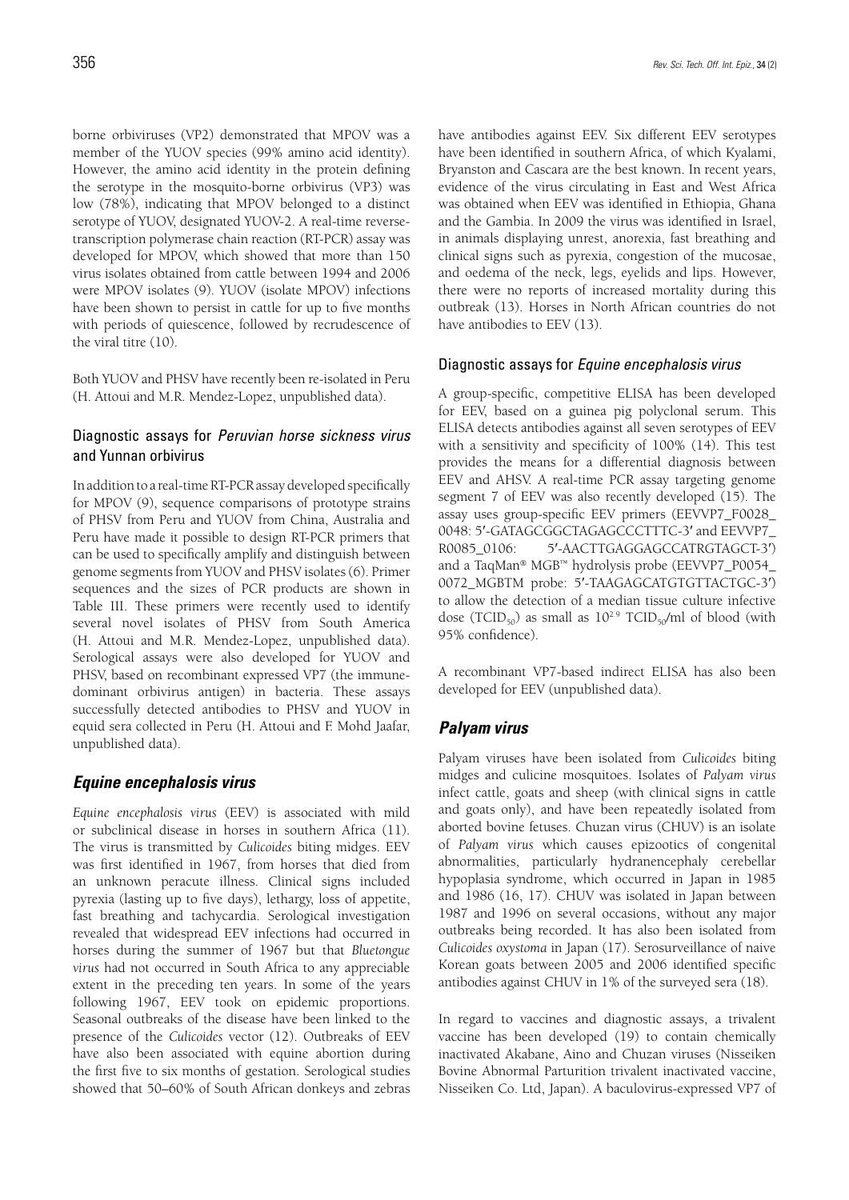borne orbiviruses (VP2) demonstrated that MPOV was a member of the YUOV species (99% amino acid identity). However, the amino acid identity in the protein defining the serotype in the mosquito-borne orbivirus (VP3) was low (78%), indicating that MPOV belonged to a distinct serotype of YUOV, designated YUOV-2. A real-time reverse-transcription polymerase chain reaction (RT-PCR) assay was developed for MPOV, which showed that more than 150 virus isolates obtained from cattle between 1994 and 2006 were MPOV isolates (9). YUOV (isolate MPOV) infections have been shown to persist in cattle for up to five months with periods of quiescence, followed by recrudescence of the viral titre (10).

Both YUOV and PHSV have recently been re-isolated in Peru (H. Attoui and M.R. Mendez-Lopez, unpublished data).

### Diagnostic assays for *Peruvian horse sickness virus* and Yunnan orbivirus

In addition to a real-time RT-PCR assay developed specifically for MPOV (9), sequence comparisons of prototype strains of PHSV from Peru and YUOV from China, Australia and Peru have made it possible to design RT-PCR primers that can be used to specifically amplify and distinguish between genome segments from YUOV and PHSV isolates (6). Primer sequences and the sizes of PCR products are shown in Table III. These primers were recently used to identify several novel isolates of PHSV from South America (H. Attoui and M.R. Mendez-Lopez, unpublished data). Serological assays were also developed for YUOV and PHSV, based on recombinant expressed VP7 (the immune-dominant orbivirus antigen) in bacteria. These assays successfully detected antibodies to PHSV and YUOV in equid sera collected in Peru (H. Attoui and F. Mohd Jaafar, unpublished data).

## *Equine encephalosis virus*

*Equine encephalosis virus* (EEV) is associated with mild or subclinical disease in horses in southern Africa (11). The virus is transmitted by *Culicoides* biting midges. EEV was first identified in 1967, from horses that died from an unknown peracute illness. Clinical signs included pyrexia (lasting up to five days), lethargy, loss of appetite, fast breathing and tachycardia. Serological investigation revealed that widespread EEV infections had occurred in horses during the summer of 1967 but that *Bluetongue virus* had not occurred in South Africa to any appreciable extent in the preceding ten years. In some of the years following 1967, EEV took on epidemic proportions. Seasonal outbreaks of the disease have been linked to the presence of the *Culicoides* vector (12). Outbreaks of EEV have also been associated with equine abortion during the first five to six months of gestation. Serological studies showed that 50–60% of South African donkeys and zebras have antibodies against EEV. Six different EEV serotypes have been identified in southern Africa, of which Kyalami, Bryanston and Cascara are the best known. In recent years, evidence of the virus circulating in East and West Africa was obtained when EEV was identified in Ethiopia, Ghana and the Gambia. In 2009 the virus was identified in Israel, in animals displaying unrest, anorexia, fast breathing and clinical signs such as pyrexia, congestion of the mucosae, and oedema of the neck, legs, eyelids and lips. However, there were no reports of increased mortality during this outbreak (13). Horses in North African countries do not have antibodies to EEV (13).

### Diagnostic assays for *Equine encephalosis virus*

A group-specific, competitive ELISA has been developed for EEV, based on a guinea pig polyclonal serum. This ELISA detects antibodies against all seven serotypes of EEV with a sensitivity and specificity of 100% (14). This test provides the means for a differential diagnosis between EEV and AHSV. A real-time PCR assay targeting genome segment 7 of EEV was also recently developed (15). The assay uses group-specific EEV primers (EEVVP7_F0028_0048: 5′-GATAGCGGCTAGAGCCCTTTC-3′ and EEVVP7_R0085_0106: 5′-AACTTGAGGAGCCATRGTAGCT-3′) and a TaqMan® MGB™ hydrolysis probe (EEVVP7_P0054_0072_MGBTM probe: 5′-TAAGAGCATGTGTTACTGC-3′) to allow the detection of a median tissue culture infective dose ($TCID_{50}$) as small as $10^{2.9}$ $TCID_{50}$/ml of blood (with 95% confidence).

A recombinant VP7-based indirect ELISA has also been developed for EEV (unpublished data).

## *Palyam virus*

Palyam viruses have been isolated from *Culicoides* biting midges and culicine mosquitoes. Isolates of *Palyam virus* infect cattle, goats and sheep (with clinical signs in cattle and goats only), and have been repeatedly isolated from aborted bovine fetuses. Chuzan virus (CHUV) is an isolate of *Palyam virus* which causes epizootics of congenital abnormalities, particularly hydranencephaly cerebellar hypoplasia syndrome, which occurred in Japan in 1985 and 1986 (16, 17). CHUV was isolated in Japan between 1987 and 1996 on several occasions, without any major outbreaks being recorded. It has also been isolated from *Culicoides oxystoma* in Japan (17). Serosurveillance of naive Korean goats between 2005 and 2006 identified specific antibodies against CHUV in 1% of the surveyed sera (18).

In regard to vaccines and diagnostic assays, a trivalent vaccine has been developed (19) to contain chemically inactivated Akabane, Aino and Chuzan viruses (Nisseiken Bovine Abnormal Parturition trivalent inactivated vaccine, Nisseiken Co. Ltd, Japan). A baculovirus-expressed VP7 of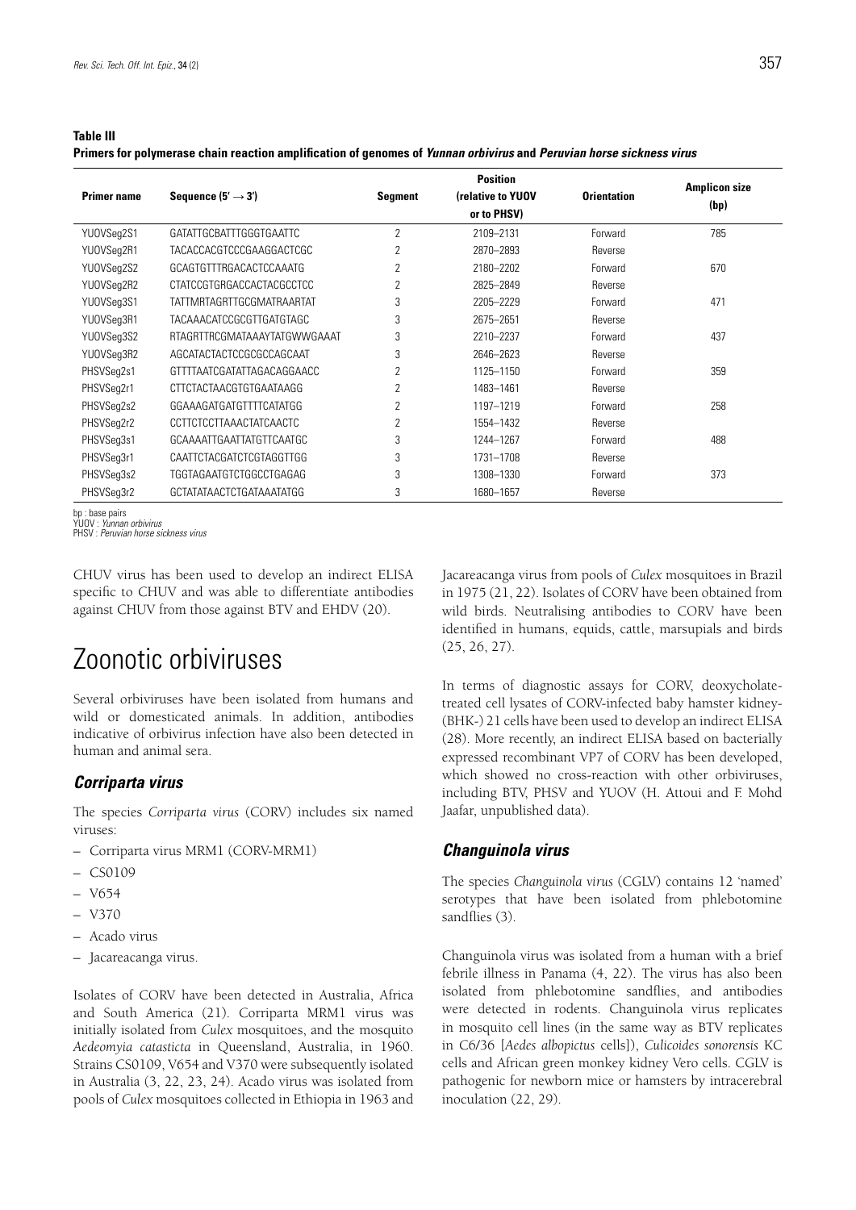**Table III**
**Primers for polymerase chain reaction amplification of genomes of *Yunnan orbivirus* and *Peruvian horse sickness virus***

| Primer name | Sequence (5′ → 3′) | Segment | Position (relative to YUOV or to PHSV) | Orientation | Amplicon size (bp) |
|---|---|---|---|---|---|
| YUOVSeg2S1 | GATATTGCBATTTGGGTGAATTC | 2 | 2109–2131 | Forward | 785 |
| YUOVSeg2R1 | TACACCACGTCCCGAAGGACTCGC | 2 | 2870–2893 | Reverse | |
| YUOVSeg2S2 | GCAGTGTTTRGACACTCCAAATG | 2 | 2180–2202 | Forward | 670 |
| YUOVSeg2R2 | CTATCCGTGRGACCACTACGCCTCC | 2 | 2825–2849 | Reverse | |
| YUOVSeg3S1 | TATTMRTAGRTTGCGMATRAARTAT | 3 | 2205–2229 | Forward | 471 |
| YUOVSeg3R1 | TACAAACATCCGCGTTGATGTAGC | 3 | 2675–2651 | Reverse | |
| YUOVSeg3S2 | RTAGRTTRCGMATAAAYTATGWWGAAAT | 3 | 2210–2237 | Forward | 437 |
| YUOVSeg3R2 | AGCATACTACTCCGCGCCAGCAAT | 3 | 2646–2623 | Reverse | |
| PHSVSeg2s1 | GTTTTAATCGATATTAGACAGGAACC | 2 | 1125–1150 | Forward | 359 |
| PHSVSeg2r1 | CTTCTACTAACGTGTGAATAAGG | 2 | 1483–1461 | Reverse | |
| PHSVSeg2s2 | GGAAAGATGATGTTTTCATATGG | 2 | 1197–1219 | Forward | 258 |
| PHSVSeg2r2 | CCTTCTCCTTAAACTATCAACTC | 2 | 1554–1432 | Reverse | |
| PHSVSeg3s1 | GCAAAATTGAATTATGTTCAATGC | 3 | 1244–1267 | Forward | 488 |
| PHSVSeg3r1 | CAATTCTACGATCTCGTAGGTTGG | 3 | 1731–1708 | Reverse | |
| PHSVSeg3s2 | TGGTAGAATGTCTGGCCTGAGAG | 3 | 1308–1330 | Forward | 373 |
| PHSVSeg3r2 | GCTATATAACTCTGATAAATATGG | 3 | 1680–1657 | Reverse | |

bp : base pairs
YUOV : *Yunnan orbivirus*
PHSV : *Peruvian horse sickness virus*

CHUV virus has been used to develop an indirect ELISA specific to CHUV and was able to differentiate antibodies against CHUV from those against BTV and EHDV (20).

# Zoonotic orbiviruses

Several orbiviruses have been isolated from humans and wild or domesticated animals. In addition, antibodies indicative of orbivirus infection have also been detected in human and animal sera.

### *Corriparta virus*

The species *Corriparta virus* (CORV) includes six named viruses:

- Corriparta virus MRM1 (CORV-MRM1)
- CS0109
- V654
- V370
- Acado virus
- Jacareacanga virus.

Isolates of CORV have been detected in Australia, Africa and South America (21). Corriparta MRM1 virus was initially isolated from *Culex* mosquitoes, and the mosquito *Aedeomyia catasticta* in Queensland, Australia, in 1960. Strains CS0109, V654 and V370 were subsequently isolated in Australia (3, 22, 23, 24). Acado virus was isolated from pools of *Culex* mosquitoes collected in Ethiopia in 1963 and Jacareacanga virus from pools of *Culex* mosquitoes in Brazil in 1975 (21, 22). Isolates of CORV have been obtained from wild birds. Neutralising antibodies to CORV have been identified in humans, equids, cattle, marsupials and birds (25, 26, 27).

In terms of diagnostic assays for CORV, deoxycholate-treated cell lysates of CORV-infected baby hamster kidney-(BHK-) 21 cells have been used to develop an indirect ELISA (28). More recently, an indirect ELISA based on bacterially expressed recombinant VP7 of CORV has been developed, which showed no cross-reaction with other orbiviruses, including BTV, PHSV and YUOV (H. Attoui and F. Mohd Jaafar, unpublished data).

### *Changuinola virus*

The species *Changuinola virus* (CGLV) contains 12 'named' serotypes that have been isolated from phlebotomine sandflies (3).

Changuinola virus was isolated from a human with a brief febrile illness in Panama (4, 22). The virus has also been isolated from phlebotomine sandflies, and antibodies were detected in rodents. Changuinola virus replicates in mosquito cell lines (in the same way as BTV replicates in C6/36 [*Aedes albopictus* cells]), *Culicoides sonorensis* KC cells and African green monkey kidney Vero cells. CGLV is pathogenic for newborn mice or hamsters by intracerebral inoculation (22, 29).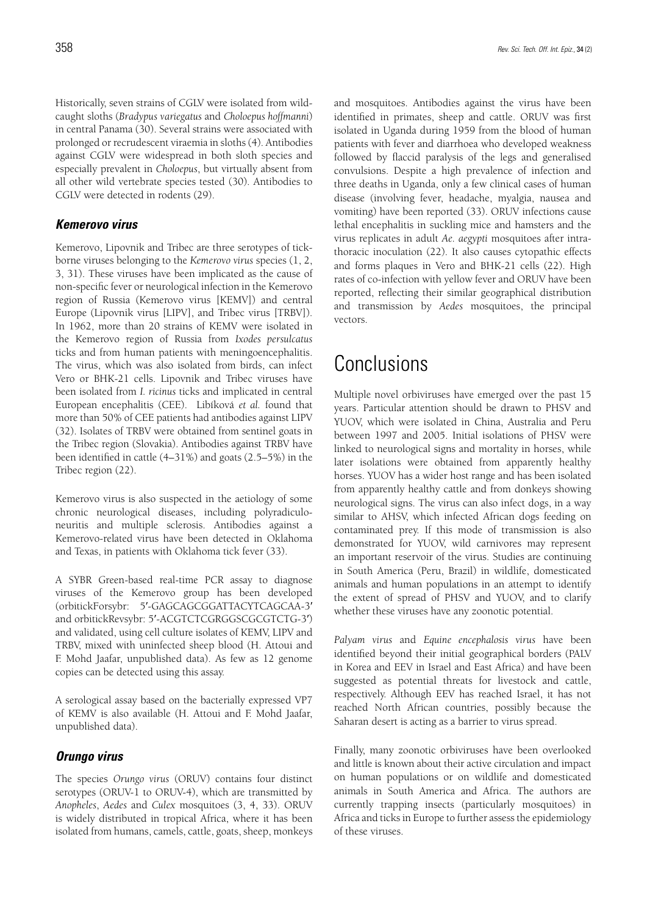Historically, seven strains of CGLV were isolated from wild-caught sloths (*Bradypus variegatus* and *Choloepus hoffmanni*) in central Panama (30). Several strains were associated with prolonged or recrudescent viraemia in sloths (4). Antibodies against CGLV were widespread in both sloth species and especially prevalent in *Choloepus*, but virtually absent from all other wild vertebrate species tested (30). Antibodies to CGLV were detected in rodents (29).

### *Kemerovo virus*

Kemerovo, Lipovnik and Tribec are three serotypes of tick-borne viruses belonging to the *Kemerovo virus* species (1, 2, 3, 31). These viruses have been implicated as the cause of non-specific fever or neurological infection in the Kemerovo region of Russia (Kemerovo virus [KEMV]) and central Europe (Lipovnik virus [LIPV], and Tribec virus [TRBV]). In 1962, more than 20 strains of KEMV were isolated in the Kemerovo region of Russia from *Ixodes persulcatus* ticks and from human patients with meningoencephalitis. The virus, which was also isolated from birds, can infect Vero or BHK-21 cells. Lipovnik and Tribec viruses have been isolated from *I. ricinus* ticks and implicated in central European encephalitis (CEE). Libíková *et al.* found that more than 50% of CEE patients had antibodies against LIPV (32). Isolates of TRBV were obtained from sentinel goats in the Tribec region (Slovakia). Antibodies against TRBV have been identified in cattle (4–31%) and goats (2.5–5%) in the Tribec region (22).

Kemerovo virus is also suspected in the aetiology of some chronic neurological diseases, including polyradiculoneuritis and multiple sclerosis. Antibodies against a Kemerovo-related virus have been detected in Oklahoma and Texas, in patients with Oklahoma tick fever (33).

A SYBR Green-based real-time PCR assay to diagnose viruses of the Kemerovo group has been developed (orbitickForsybr: 5′-GAGCAGCGGATTACYTCAGCAA-3′ and orbitickRevsybr: 5′-ACGTCTCGRGGSCGCGTCTG-3′) and validated, using cell culture isolates of KEMV, LIPV and TRBV, mixed with uninfected sheep blood (H. Attoui and F. Mohd Jaafar, unpublished data). As few as 12 genome copies can be detected using this assay.

A serological assay based on the bacterially expressed VP7 of KEMV is also available (H. Attoui and F. Mohd Jaafar, unpublished data).

### *Orungo virus*

The species *Orungo virus* (ORUV) contains four distinct serotypes (ORUV-1 to ORUV-4), which are transmitted by *Anopheles*, *Aedes* and *Culex* mosquitoes (3, 4, 33). ORUV is widely distributed in tropical Africa, where it has been isolated from humans, camels, cattle, goats, sheep, monkeys and mosquitoes. Antibodies against the virus have been identified in primates, sheep and cattle. ORUV was first isolated in Uganda during 1959 from the blood of human patients with fever and diarrhoea who developed weakness followed by flaccid paralysis of the legs and generalised convulsions. Despite a high prevalence of infection and three deaths in Uganda, only a few clinical cases of human disease (involving fever, headache, myalgia, nausea and vomiting) have been reported (33). ORUV infections cause lethal encephalitis in suckling mice and hamsters and the virus replicates in adult *Ae. aegypti* mosquitoes after intrathoracic inoculation (22). It also causes cytopathic effects and forms plaques in Vero and BHK-21 cells (22). High rates of co-infection with yellow fever and ORUV have been reported, reflecting their similar geographical distribution and transmission by *Aedes* mosquitoes, the principal vectors.

## Conclusions

Multiple novel orbiviruses have emerged over the past 15 years. Particular attention should be drawn to PHSV and YUOV, which were isolated in China, Australia and Peru between 1997 and 2005. Initial isolations of PHSV were linked to neurological signs and mortality in horses, while later isolations were obtained from apparently healthy horses. YUOV has a wider host range and has been isolated from apparently healthy cattle and from donkeys showing neurological signs. The virus can also infect dogs, in a way similar to AHSV, which infected African dogs feeding on contaminated prey. If this mode of transmission is also demonstrated for YUOV, wild carnivores may represent an important reservoir of the virus. Studies are continuing in South America (Peru, Brazil) in wildlife, domesticated animals and human populations in an attempt to identify the extent of spread of PHSV and YUOV, and to clarify whether these viruses have any zoonotic potential.

*Palyam virus* and *Equine encephalosis virus* have been identified beyond their initial geographical borders (PALV in Korea and EEV in Israel and East Africa) and have been suggested as potential threats for livestock and cattle, respectively. Although EEV has reached Israel, it has not reached North African countries, possibly because the Saharan desert is acting as a barrier to virus spread.

Finally, many zoonotic orbiviruses have been overlooked and little is known about their active circulation and impact on human populations or on wildlife and domesticated animals in South America and Africa. The authors are currently trapping insects (particularly mosquitoes) in Africa and ticks in Europe to further assess the epidemiology of these viruses.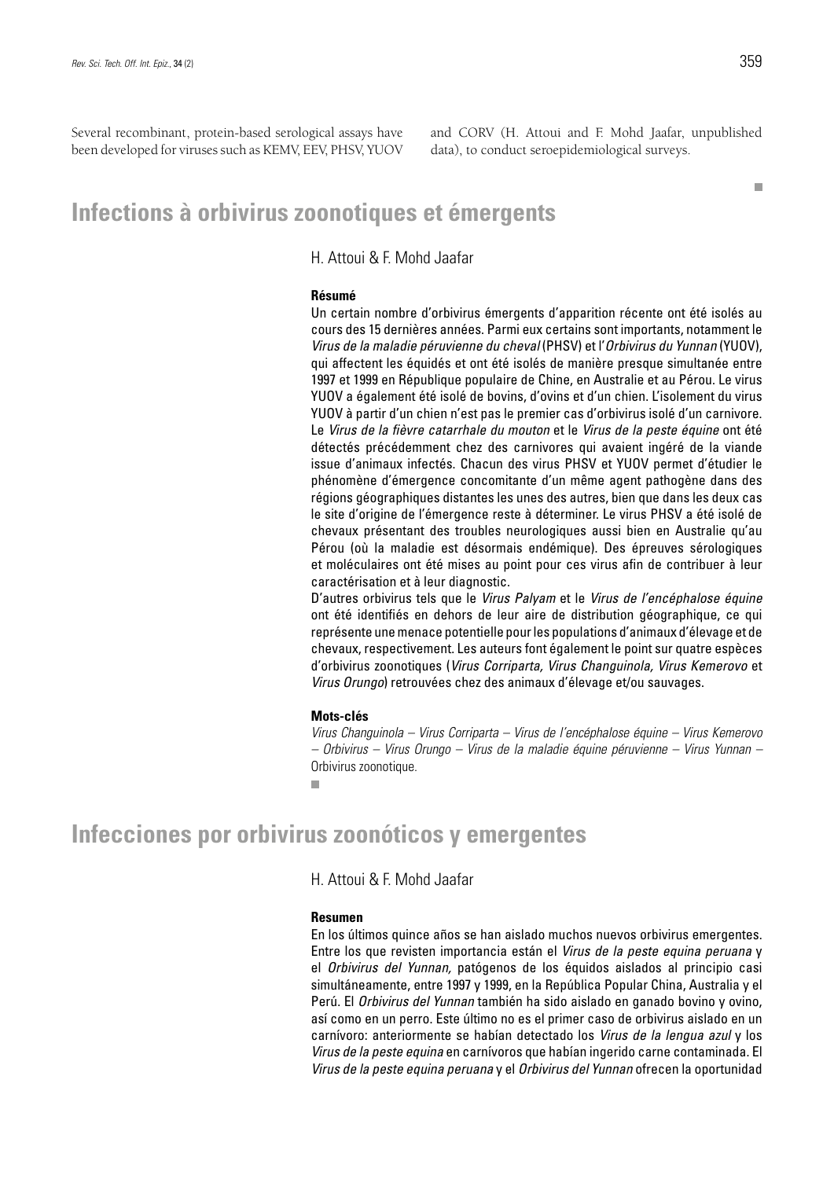Several recombinant, protein-based serological assays have been developed for viruses such as KEMV, EEV, PHSV, YUOV and CORV (H. Attoui and F. Mohd Jaafar, unpublished data), to conduct seroepidemiological surveys.

# Infections à orbivirus zoonotiques et émergents

H. Attoui & F. Mohd Jaafar

### Résumé

Un certain nombre d'orbivirus émergents d'apparition récente ont été isolés au cours des 15 dernières années. Parmi eux certains sont importants, notamment le *Virus de la maladie péruvienne du cheval* (PHSV) et l'*Orbivirus du Yunnan* (YUOV), qui affectent les équidés et ont été isolés de manière presque simultanée entre 1997 et 1999 en République populaire de Chine, en Australie et au Pérou. Le virus YUOV a également été isolé de bovins, d'ovins et d'un chien. L'isolement du virus YUOV à partir d'un chien n'est pas le premier cas d'orbivirus isolé d'un carnivore. Le *Virus de la fièvre catarrhale du mouton* et le *Virus de la peste équine* ont été détectés précédemment chez des carnivores qui avaient ingéré de la viande issue d'animaux infectés. Chacun des virus PHSV et YUOV permet d'étudier le phénomène d'émergence concomitante d'un même agent pathogène dans des régions géographiques distantes les unes des autres, bien que dans les deux cas le site d'origine de l'émergence reste à déterminer. Le virus PHSV a été isolé de chevaux présentant des troubles neurologiques aussi bien en Australie qu'au Pérou (où la maladie est désormais endémique). Des épreuves sérologiques et moléculaires ont été mises au point pour ces virus afin de contribuer à leur caractérisation et à leur diagnostic.

D'autres orbivirus tels que le *Virus Palyam* et le *Virus de l'encéphalose équine* ont été identifiés en dehors de leur aire de distribution géographique, ce qui représente une menace potentielle pour les populations d'animaux d'élevage et de chevaux, respectivement. Les auteurs font également le point sur quatre espèces d'orbivirus zoonotiques (*Virus Corriparta, Virus Changuinola, Virus Kemerovo* et *Virus Orungo*) retrouvées chez des animaux d'élevage et/ou sauvages.

### Mots-clés

*Virus Changuinola – Virus Corriparta – Virus de l'encéphalose équine – Virus Kemerovo – Orbivirus – Virus Orungo – Virus de la maladie équine péruvienne – Virus Yunnan –* Orbivirus zoonotique.

# Infecciones por orbivirus zoonóticos y emergentes

H. Attoui & F. Mohd Jaafar

### Resumen

En los últimos quince años se han aislado muchos nuevos orbivirus emergentes. Entre los que revisten importancia están el *Virus de la peste equina peruana* y el *Orbivirus del Yunnan,* patógenos de los équidos aislados al principio casi simultáneamente, entre 1997 y 1999, en la República Popular China, Australia y el Perú. El *Orbivirus del Yunnan* también ha sido aislado en ganado bovino y ovino, así como en un perro. Este último no es el primer caso de orbivirus aislado en un carnívoro: anteriormente se habían detectado los *Virus de la lengua azul* y los *Virus de la peste equina* en carnívoros que habían ingerido carne contaminada. El *Virus de la peste equina peruana* y el *Orbivirus del Yunnan* ofrecen la oportunidad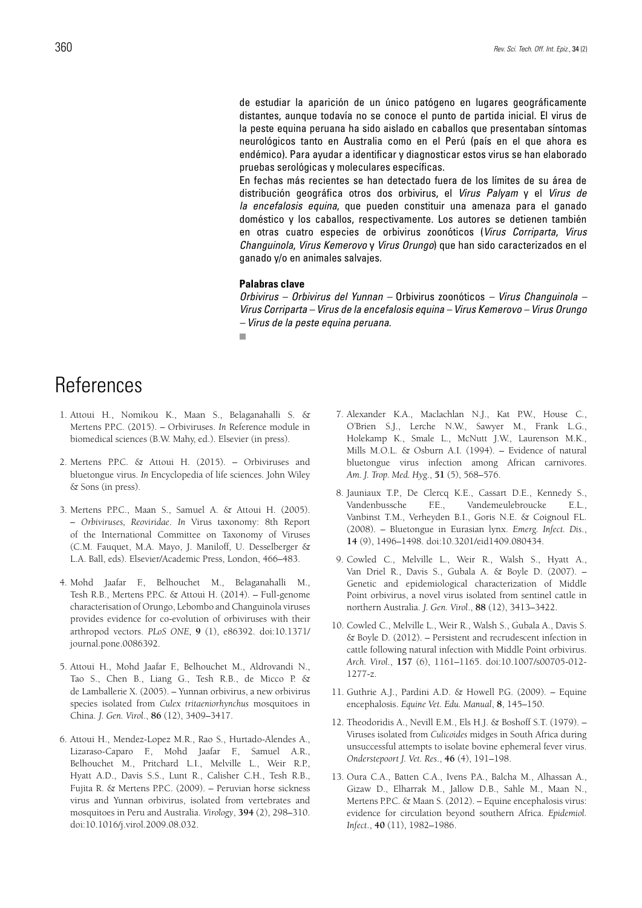de estudiar la aparición de un único patógeno en lugares geográficamente distantes, aunque todavía no se conoce el punto de partida inicial. El virus de la peste equina peruana ha sido aislado en caballos que presentaban síntomas neurológicos tanto en Australia como en el Perú (país en el que ahora es endémico). Para ayudar a identificar y diagnosticar estos virus se han elaborado pruebas serológicas y moleculares específicas.

En fechas más recientes se han detectado fuera de los límites de su área de distribución geográfica otros dos orbivirus, el *Virus Palyam* y el *Virus de la encefalosis equina*, que pueden constituir una amenaza para el ganado doméstico y los caballos, respectivamente. Los autores se detienen también en otras cuatro especies de orbivirus zoonóticos (*Virus Corriparta*, *Virus Changuinola*, *Virus Kemerovo* y *Virus Orungo*) que han sido caracterizados en el ganado y/o en animales salvajes.

**Palabras clave**

*Orbivirus* – *Orbivirus del Yunnan* – Orbivirus zoonóticos – *Virus Changuinola* – *Virus Corriparta* – *Virus de la encefalosis equina* – *Virus Kemerovo* – *Virus Orungo* – *Virus de la peste equina peruana.*

# References

1. Attoui H., Nomikou K., Maan S., Belaganahalli S. & Mertens P.P.C. (2015). – Orbiviruses. *In* Reference module in biomedical sciences (B.W. Mahy, ed.). Elsevier (in press).
2. Mertens P.P.C. & Attoui H. (2015). – Orbiviruses and bluetongue virus. *In* Encyclopedia of life sciences. John Wiley & Sons (in press).
3. Mertens P.P.C., Maan S., Samuel A. & Attoui H. (2005). – *Orbiviruses, Reoviridae*. *In* Virus taxonomy: 8th Report of the International Committee on Taxonomy of Viruses (C.M. Fauquet, M.A. Mayo, J. Maniloff, U. Desselberger & L.A. Ball, eds). Elsevier/Academic Press, London, 466–483.
4. Mohd Jaafar F., Belhouchet M., Belaganahalli M., Tesh R.B., Mertens P.P.C. & Attoui H. (2014). – Full-genome characterisation of Orungo, Lebombo and Changuinola viruses provides evidence for co-evolution of orbiviruses with their arthropod vectors. *PLoS ONE*, **9** (1), e86392. doi:10.1371/journal.pone.0086392.
5. Attoui H., Mohd Jaafar F., Belhouchet M., Aldrovandi N., Tao S., Chen B., Liang G., Tesh R.B., de Micco P. & de Lamballerie X. (2005). – Yunnan orbivirus, a new orbivirus species isolated from *Culex tritaeniorhynchus* mosquitoes in China. *J. Gen. Virol*., **86** (12), 3409–3417.
6. Attoui H., Mendez-Lopez M.R., Rao S., Hurtado-Alendes A., Lizaraso-Caparo F., Mohd Jaafar F., Samuel A.R., Belhouchet M., Pritchard L.I., Melville L., Weir R.P., Hyatt A.D., Davis S.S., Lunt R., Calisher C.H., Tesh R.B., Fujita R. & Mertens P.P.C. (2009). – Peruvian horse sickness virus and Yunnan orbivirus, isolated from vertebrates and mosquitoes in Peru and Australia. *Virology*, **394** (2), 298–310. doi:10.1016/j.virol.2009.08.032.
7. Alexander K.A., Maclachlan N.J., Kat P.W., House C., O'Brien S.J., Lerche N.W., Sawyer M., Frank L.G., Holekamp K., Smale L., McNutt J.W., Laurenson M.K., Mills M.O.L. & Osburn A.I. (1994). – Evidence of natural bluetongue virus infection among African carnivores. *Am. J. Trop. Med. Hyg*., **51** (5), 568–576.
8. Jauniaux T.P., De Clercq K.E., Cassart D.E., Kennedy S., Vandenbussche F.E., Vandemeulebroucke E.L., Vanbinst T.M., Verheyden B.I., Goris N.E. & Coignoul F.L. (2008). – Bluetongue in Eurasian lynx. *Emerg. Infect. Dis*., **14** (9), 1496–1498. doi:10.3201/eid1409.080434.
9. Cowled C., Melville L., Weir R., Walsh S., Hyatt A., Van Driel R., Davis S., Gubala A. & Boyle D. (2007). – Genetic and epidemiological characterization of Middle Point orbivirus, a novel virus isolated from sentinel cattle in northern Australia. *J. Gen. Virol*., **88** (12), 3413–3422.
10. Cowled C., Melville L., Weir R., Walsh S., Gubala A., Davis S. & Boyle D. (2012). – Persistent and recrudescent infection in cattle following natural infection with Middle Point orbivirus. *Arch. Virol*., **157** (6), 1161–1165. doi:10.1007/s00705-012-1277-z.
11. Guthrie A.J., Pardini A.D. & Howell P.G. (2009). – Equine encephalosis. *Equine Vet. Edu. Manual*, **8**, 145–150.
12. Theodoridis A., Nevill E.M., Els H.J. & Boshoff S.T. (1979). – Viruses isolated from *Culicoides* midges in South Africa during unsuccessful attempts to isolate bovine ephemeral fever virus. *Onderstepoort J. Vet. Res*., **46** (4), 191–198.
13. Oura C.A., Batten C.A., Ivens P.A., Balcha M., Alhassan A., Gizaw D., Elharrak M., Jallow D.B., Sahle M., Maan N., Mertens P.P.C. & Maan S. (2012). – Equine encephalosis virus: evidence for circulation beyond southern Africa. *Epidemiol. Infect*., **40** (11), 1982–1986.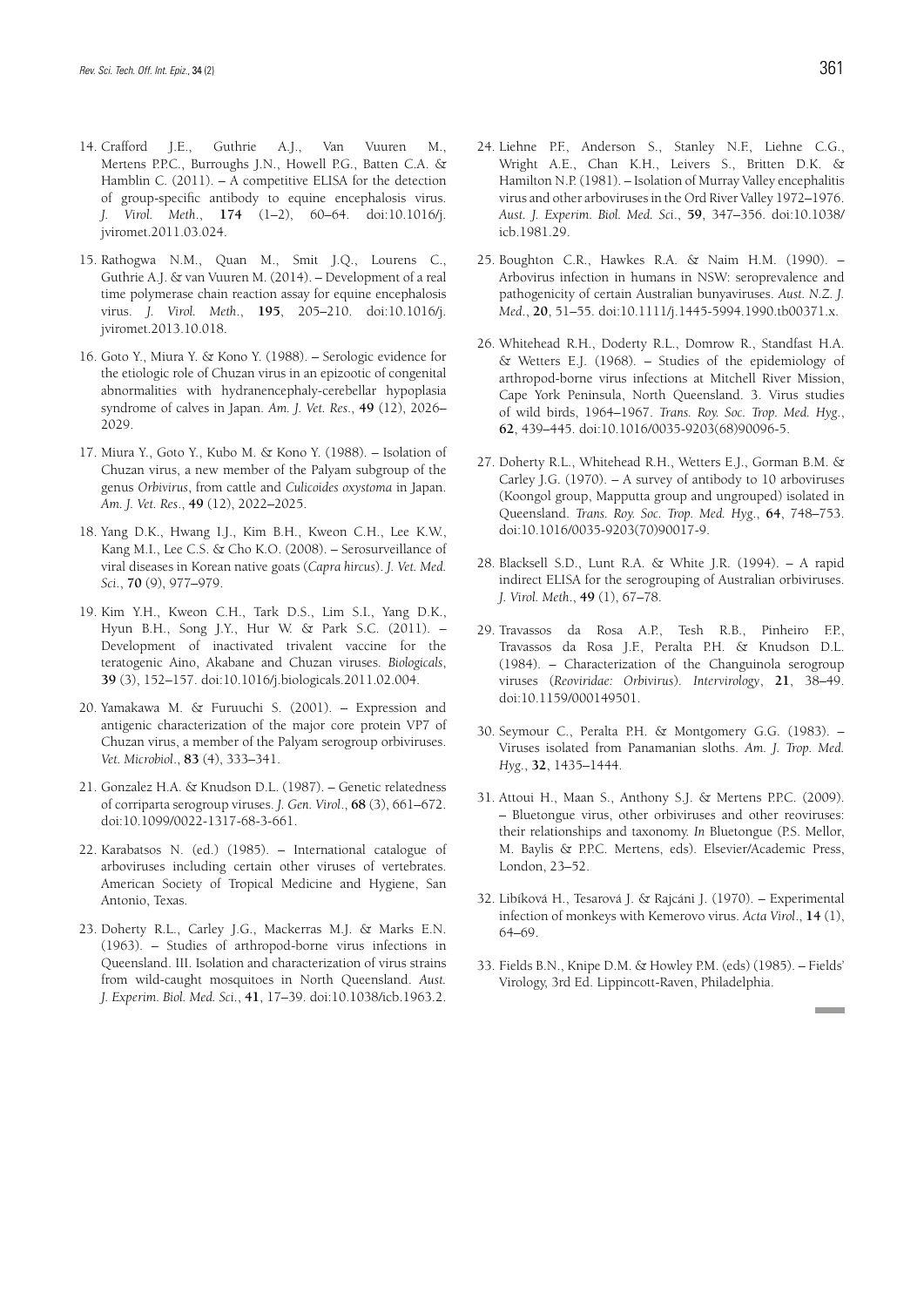14. Crafford J.E., Guthrie A.J., Van Vuuren M., Mertens P.P.C., Burroughs J.N., Howell P.G., Batten C.A. & Hamblin C. (2011). – A competitive ELISA for the detection of group-specific antibody to equine encephalosis virus. *J. Virol. Meth.*, **174** (1–2), 60–64. doi:10.1016/j.jviromet.2011.03.024.

15. Rathogwa N.M., Quan M., Smit J.Q., Lourens C., Guthrie A.J. & van Vuuren M. (2014). – Development of a real time polymerase chain reaction assay for equine encephalosis virus. *J. Virol. Meth.*, **195**, 205–210. doi:10.1016/j.jviromet.2013.10.018.

16. Goto Y., Miura Y. & Kono Y. (1988). – Serologic evidence for the etiologic role of Chuzan virus in an epizootic of congenital abnormalities with hydranencephaly-cerebellar hypoplasia syndrome of calves in Japan. *Am. J. Vet. Res.*, **49** (12), 2026–2029.

17. Miura Y., Goto Y., Kubo M. & Kono Y. (1988). – Isolation of Chuzan virus, a new member of the Palyam subgroup of the genus *Orbivirus*, from cattle and *Culicoides oxystoma* in Japan. *Am. J. Vet. Res.*, **49** (12), 2022–2025.

18. Yang D.K., Hwang I.J., Kim B.H., Kweon C.H., Lee K.W., Kang M.I., Lee C.S. & Cho K.O. (2008). – Serosurveillance of viral diseases in Korean native goats (*Capra hircus*). *J. Vet. Med. Sci.*, **70** (9), 977–979.

19. Kim Y.H., Kweon C.H., Tark D.S., Lim S.I., Yang D.K., Hyun B.H., Song J.Y., Hur W. & Park S.C. (2011). – Development of inactivated trivalent vaccine for the teratogenic Aino, Akabane and Chuzan viruses. *Biologicals*, **39** (3), 152–157. doi:10.1016/j.biologicals.2011.02.004.

20. Yamakawa M. & Furuuchi S. (2001). – Expression and antigenic characterization of the major core protein VP7 of Chuzan virus, a member of the Palyam serogroup orbiviruses. *Vet. Microbiol.*, **83** (4), 333–341.

21. Gonzalez H.A. & Knudson D.L. (1987). – Genetic relatedness of corriparta serogroup viruses. *J. Gen. Virol.*, **68** (3), 661–672. doi:10.1099/0022-1317-68-3-661.

22. Karabatsos N. (ed.) (1985). – International catalogue of arboviruses including certain other viruses of vertebrates. American Society of Tropical Medicine and Hygiene, San Antonio, Texas.

23. Doherty R.L., Carley J.G., Mackerras M.J. & Marks E.N. (1963). – Studies of arthropod-borne virus infections in Queensland. III. Isolation and characterization of virus strains from wild-caught mosquitoes in North Queensland. *Aust. J. Experim. Biol. Med. Sci.*, **41**, 17–39. doi:10.1038/icb.1963.2.

24. Liehne P.F., Anderson S., Stanley N.F., Liehne C.G., Wright A.E., Chan K.H., Leivers S., Britten D.K. & Hamilton N.P. (1981). – Isolation of Murray Valley encephalitis virus and other arboviruses in the Ord River Valley 1972–1976. *Aust. J. Experim. Biol. Med. Sci.*, **59**, 347–356. doi:10.1038/icb.1981.29.

25. Boughton C.R., Hawkes R.A. & Naim H.M. (1990). – Arbovirus infection in humans in NSW: seroprevalence and pathogenicity of certain Australian bunyaviruses. *Aust. N.Z. J. Med.*, **20**, 51–55. doi:10.1111/j.1445-5994.1990.tb00371.x.

26. Whitehead R.H., Doderty R.L., Domrow R., Standfast H.A. & Wetters E.J. (1968). – Studies of the epidemiology of arthropod-borne virus infections at Mitchell River Mission, Cape York Peninsula, North Queensland. 3. Virus studies of wild birds, 1964–1967. *Trans. Roy. Soc. Trop. Med. Hyg.*, **62**, 439–445. doi:10.1016/0035-9203(68)90096-5.

27. Doherty R.L., Whitehead R.H., Wetters E.J., Gorman B.M. & Carley J.G. (1970). – A survey of antibody to 10 arboviruses (Koongol group, Mapputta group and ungrouped) isolated in Queensland. *Trans. Roy. Soc. Trop. Med. Hyg.*, **64**, 748–753. doi:10.1016/0035-9203(70)90017-9.

28. Blacksell S.D., Lunt R.A. & White J.R. (1994). – A rapid indirect ELISA for the serogrouping of Australian orbiviruses. *J. Virol. Meth.*, **49** (1), 67–78.

29. Travassos da Rosa A.P., Tesh R.B., Pinheiro F.P., Travassos da Rosa J.F., Peralta P.H. & Knudson D.L. (1984). – Characterization of the Changuinola serogroup viruses (*Reoviridae: Orbivirus*). *Intervirology*, **21**, 38–49. doi:10.1159/000149501.

30. Seymour C., Peralta P.H. & Montgomery G.G. (1983). – Viruses isolated from Panamanian sloths. *Am. J. Trop. Med. Hyg.*, **32**, 1435–1444.

31. Attoui H., Maan S., Anthony S.J. & Mertens P.P.C. (2009). – Bluetongue virus, other orbiviruses and other reoviruses: their relationships and taxonomy. *In* Bluetongue (P.S. Mellor, M. Baylis & P.P.C. Mertens, eds). Elsevier/Academic Press, London, 23–52.

32. Libíková H., Tesarová J. & Rajcáni J. (1970). – Experimental infection of monkeys with Kemerovo virus. *Acta Virol.*, **14** (1), 64–69.

33. Fields B.N., Knipe D.M. & Howley P.M. (eds) (1985). – Fields' Virology, 3rd Ed. Lippincott-Raven, Philadelphia.